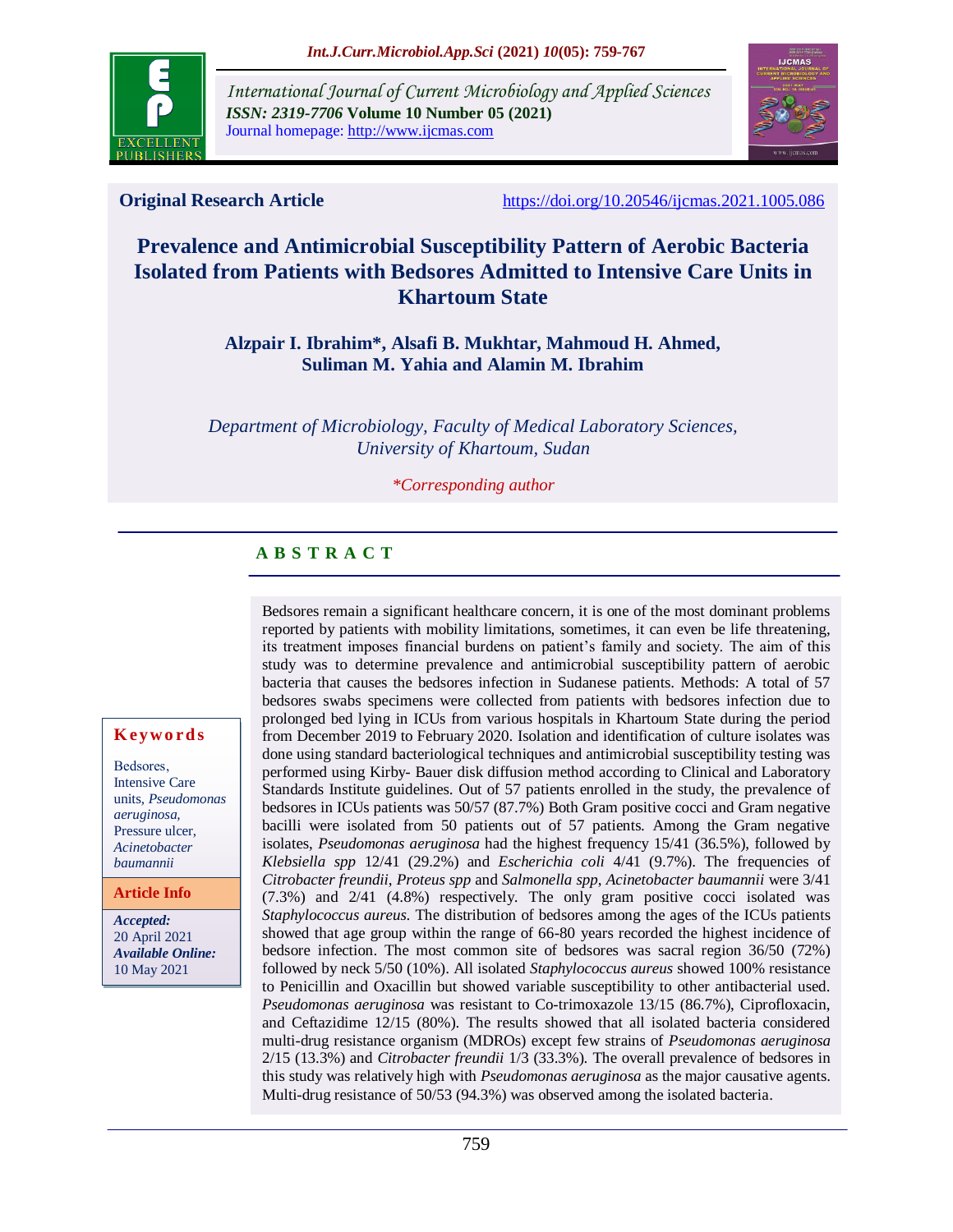International Journal of Current Microbiology and Applied Sciences
*ISSN: 2319-7706* **Volume 10 Number 05 (2021)**
Journal homepage: http://www.ijcmas.com

**Original Research Article** https://doi.org/10.20546/ijcmas.2021.1005.086

# Prevalence and Antimicrobial Susceptibility Pattern of Aerobic Bacteria Isolated from Patients with Bedsores Admitted to Intensive Care Units in Khartoum State

**Alzpair I. Ibrahim\*, Alsafi B. Mukhtar, Mahmoud H. Ahmed, Suliman M. Yahia and Alamin M. Ibrahim**

*Department of Microbiology, Faculty of Medical Laboratory Sciences, University of Khartoum, Sudan*

*\*Corresponding author*

## A B S T R A C T

**Keywords**

Bedsores, Intensive Care units, *Pseudomonas aeruginosa,* Pressure ulcer, *Acinetobacter baumannii*

**Article Info**

***Accepted:*** 20 April 2021
***Available Online:*** 10 May 2021

Bedsores remain a significant healthcare concern, it is one of the most dominant problems reported by patients with mobility limitations, sometimes, it can even be life threatening, its treatment imposes financial burdens on patient's family and society. The aim of this study was to determine prevalence and antimicrobial susceptibility pattern of aerobic bacteria that causes the bedsores infection in Sudanese patients. Methods: A total of 57 bedsores swabs specimens were collected from patients with bedsores infection due to prolonged bed lying in ICUs from various hospitals in Khartoum State during the period from December 2019 to February 2020. Isolation and identification of culture isolates was done using standard bacteriological techniques and antimicrobial susceptibility testing was performed using Kirby- Bauer disk diffusion method according to Clinical and Laboratory Standards Institute guidelines. Out of 57 patients enrolled in the study, the prevalence of bedsores in ICUs patients was 50/57 (87.7%) Both Gram positive cocci and Gram negative bacilli were isolated from 50 patients out of 57 patients. Among the Gram negative isolates, *Pseudomonas aeruginosa* had the highest frequency 15/41 (36.5%), followed by *Klebsiella spp* 12/41 (29.2%) and *Escherichia coli* 4/41 (9.7%). The frequencies of *Citrobacter freundii, Proteus spp* and *Salmonella spp, Acinetobacter baumannii* were 3/41 (7.3%) and 2/41 (4.8%) respectively. The only gram positive cocci isolated was *Staphylococcus aureus.* The distribution of bedsores among the ages of the ICUs patients showed that age group within the range of 66-80 years recorded the highest incidence of bedsore infection. The most common site of bedsores was sacral region 36/50 (72%) followed by neck 5/50 (10%). All isolated *Staphylococcus aureus* showed 100% resistance to Penicillin and Oxacillin but showed variable susceptibility to other antibacterial used. *Pseudomonas aeruginosa* was resistant to Co-trimoxazole 13/15 (86.7%), Ciprofloxacin, and Ceftazidime 12/15 (80%). The results showed that all isolated bacteria considered multi-drug resistance organism (MDROs) except few strains of *Pseudomonas aeruginosa* 2/15 (13.3%) and *Citrobacter freundii* 1/3 (33.3%). The overall prevalence of bedsores in this study was relatively high with *Pseudomonas aeruginosa* as the major causative agents. Multi-drug resistance of 50/53 (94.3%) was observed among the isolated bacteria.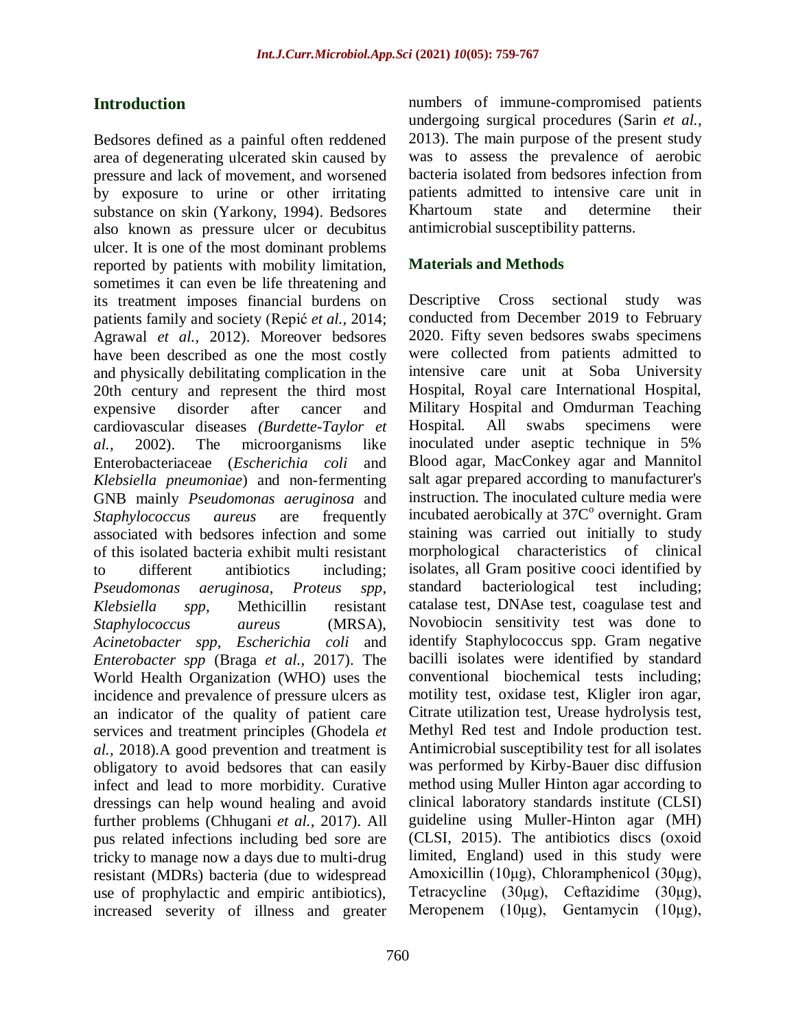## Introduction

Bedsores defined as a painful often reddened area of degenerating ulcerated skin caused by pressure and lack of movement, and worsened by exposure to urine or other irritating substance on skin (Yarkony, 1994). Bedsores also known as pressure ulcer or decubitus ulcer. It is one of the most dominant problems reported by patients with mobility limitation, sometimes it can even be life threatening and its treatment imposes financial burdens on patients family and society (Repić *et al.,* 2014; Agrawal *et al.,* 2012). Moreover bedsores have been described as one the most costly and physically debilitating complication in the 20th century and represent the third most expensive disorder after cancer and cardiovascular diseases *(Burdette-Taylor et al.,* 2002). The microorganisms like Enterobacteriaceae (*Escherichia coli* and *Klebsiella pneumoniae*) and non-fermenting GNB mainly *Pseudomonas aeruginosa* and *Staphylococcus aureus* are frequently associated with bedsores infection and some of this isolated bacteria exhibit multi resistant to different antibiotics including; *Pseudomonas aeruginosa*, *Proteus spp*, *Klebsiella spp*, Methicillin resistant *Staphylococcus aureus* (MRSA), *Acinetobacter spp*, *Escherichia coli* and *Enterobacter spp* (Braga *et al.,* 2017). The World Health Organization (WHO) uses the incidence and prevalence of pressure ulcers as an indicator of the quality of patient care services and treatment principles (Ghodela *et al.,* 2018).A good prevention and treatment is obligatory to avoid bedsores that can easily infect and lead to more morbidity. Curative dressings can help wound healing and avoid further problems (Chhugani *et al.,* 2017). All pus related infections including bed sore are tricky to manage now a days due to multi-drug resistant (MDRs) bacteria (due to widespread use of prophylactic and empiric antibiotics), increased severity of illness and greater numbers of immune-compromised patients undergoing surgical procedures (Sarin *et al.,* 2013). The main purpose of the present study was to assess the prevalence of aerobic bacteria isolated from bedsores infection from patients admitted to intensive care unit in Khartoum state and determine their antimicrobial susceptibility patterns.

## Materials and Methods

Descriptive Cross sectional study was conducted from December 2019 to February 2020. Fifty seven bedsores swabs specimens were collected from patients admitted to intensive care unit at Soba University Hospital, Royal care International Hospital, Military Hospital and Omdurman Teaching Hospital. All swabs specimens were inoculated under aseptic technique in 5% Blood agar, MacConkey agar and Mannitol salt agar prepared according to manufacturer's instruction. The inoculated culture media were incubated aerobically at 37C$^{o}$ overnight. Gram staining was carried out initially to study morphological characteristics of clinical isolates, all Gram positive cooci identified by standard bacteriological test including; catalase test, DNAse test, coagulase test and Novobiocin sensitivity test was done to identify Staphylococcus spp. Gram negative bacilli isolates were identified by standard conventional biochemical tests including; motility test, oxidase test, Kligler iron agar, Citrate utilization test, Urease hydrolysis test, Methyl Red test and Indole production test. Antimicrobial susceptibility test for all isolates was performed by Kirby-Bauer disc diffusion method using Muller Hinton agar according to clinical laboratory standards institute (CLSI) guideline using Muller-Hinton agar (MH) (CLSI, 2015). The antibiotics discs (oxoid limited, England) used in this study were Amoxicillin (10µg), Chloramphenicol (30µg), Tetracycline (30µg), Ceftazidime (30µg), Meropenem (10µg), Gentamycin (10µg),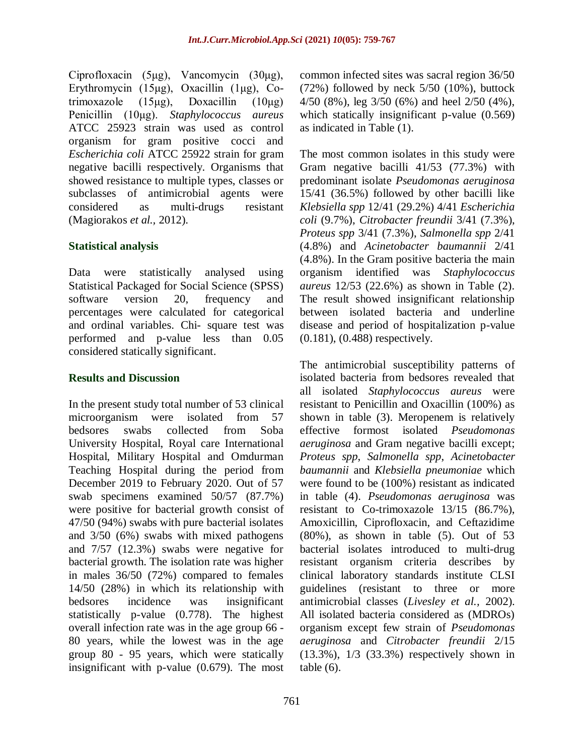Ciprofloxacin (5μg), Vancomycin (30μg), Erythromycin (15μg), Oxacillin (1μg), Co-trimoxazole (15μg), Doxacillin (10μg) Penicillin (10μg). *Staphylococcus aureus* ATCC 25923 strain was used as control organism for gram positive cocci and *Escherichia coli* ATCC 25922 strain for gram negative bacilli respectively. Organisms that showed resistance to multiple types, classes or subclasses of antimicrobial agents were considered as multi-drugs resistant (Magiorakos *et al.,* 2012).

## Statistical analysis

Data were statistically analysed using Statistical Packaged for Social Science (SPSS) software version 20, frequency and percentages were calculated for categorical and ordinal variables. Chi- square test was performed and p-value less than 0.05 considered statically significant.

## Results and Discussion

In the present study total number of 53 clinical microorganism were isolated from 57 bedsores swabs collected from Soba University Hospital, Royal care International Hospital, Military Hospital and Omdurman Teaching Hospital during the period from December 2019 to February 2020. Out of 57 swab specimens examined 50/57 (87.7%) were positive for bacterial growth consist of 47/50 (94%) swabs with pure bacterial isolates and 3/50 (6%) swabs with mixed pathogens and 7/57 (12.3%) swabs were negative for bacterial growth. The isolation rate was higher in males 36/50 (72%) compared to females 14/50 (28%) in which its relationship with bedsores incidence was insignificant statistically p-value (0.778). The highest overall infection rate was in the age group 66 - 80 years, while the lowest was in the age group 80 - 95 years, which were statically insignificant with p-value (0.679). The most common infected sites was sacral region 36/50 (72%) followed by neck 5/50 (10%), buttock 4/50 (8%), leg 3/50 (6%) and heel 2/50 (4%), which statically insignificant p-value (0.569) as indicated in Table (1).

The most common isolates in this study were Gram negative bacilli 41/53 (77.3%) with predominant isolate *Pseudomonas aeruginosa* 15/41 (36.5%) followed by other bacilli like *Klebsiella spp* 12/41 (29.2%) 4/41 *Escherichia coli* (9.7%), *Citrobacter freundii* 3/41 (7.3%), *Proteus spp* 3/41 (7.3%), *Salmonella spp* 2/41 (4.8%) and *Acinetobacter baumannii* 2/41 (4.8%). In the Gram positive bacteria the main organism identified was *Staphylococcus aureus* 12/53 (22.6%) as shown in Table (2). The result showed insignificant relationship between isolated bacteria and underline disease and period of hospitalization p-value (0.181), (0.488) respectively.

The antimicrobial susceptibility patterns of isolated bacteria from bedsores revealed that all isolated *Staphylococcus aureus* were resistant to Penicillin and Oxacillin (100%) as shown in table (3). Meropenem is relatively effective formost isolated *Pseudomonas aeruginosa* and Gram negative bacilli except; *Proteus spp*, *Salmonella spp*, *Acinetobacter baumannii* and *Klebsiella pneumoniae* which were found to be (100%) resistant as indicated in table (4). *Pseudomonas aeruginosa* was resistant to Co-trimoxazole 13/15 (86.7%), Amoxicillin, Ciprofloxacin, and Ceftazidime (80%), as shown in table (5). Out of 53 bacterial isolates introduced to multi-drug resistant organism criteria describes by clinical laboratory standards institute CLSI guidelines (resistant to three or more antimicrobial classes (*Livesley et al.,* 2002). All isolated bacteria considered as (MDROs) organism except few strain of *Pseudomonas aeruginosa* and *Citrobacter freundii* 2/15 (13.3%), 1/3 (33.3%) respectively shown in table (6).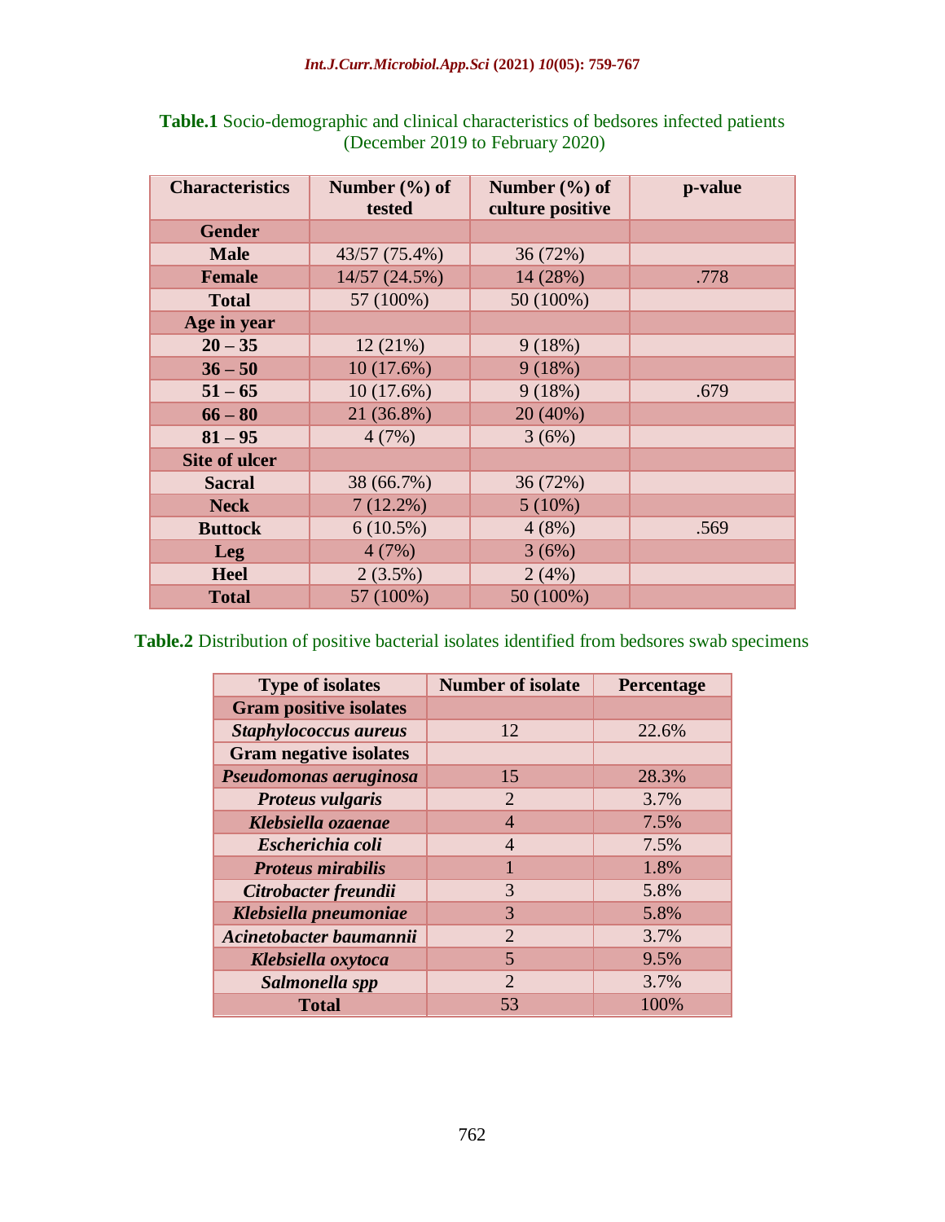**Table.1** Socio-demographic and clinical characteristics of bedsores infected patients (December 2019 to February 2020)

| Characteristics | Number (%) of tested | Number (%) of culture positive | p-value |
|---|---|---|---|
| **Gender** | | | |
| **Male** | 43/57 (75.4%) | 36 (72%) | |
| **Female** | 14/57 (24.5%) | 14 (28%) | .778 |
| **Total** | 57 (100%) | 50 (100%) | |
| **Age in year** | | | |
| **20 – 35** | 12 (21%) | 9 (18%) | |
| **36 – 50** | 10 (17.6%) | 9 (18%) | |
| **51 – 65** | 10 (17.6%) | 9 (18%) | .679 |
| **66 – 80** | 21 (36.8%) | 20 (40%) | |
| **81 – 95** | 4 (7%) | 3 (6%) | |
| **Site of ulcer** | | | |
| **Sacral** | 38 (66.7%) | 36 (72%) | |
| **Neck** | 7 (12.2%) | 5 (10%) | |
| **Buttock** | 6 (10.5%) | 4 (8%) | .569 |
| **Leg** | 4 (7%) | 3 (6%) | |
| **Heel** | 2 (3.5%) | 2 (4%) | |
| **Total** | 57 (100%) | 50 (100%) | |

**Table.2** Distribution of positive bacterial isolates identified from bedsores swab specimens

| Type of isolates | Number of isolate | Percentage |
|---|---|---|
| **Gram positive isolates** | | |
| ***Staphylococcus aureus*** | 12 | 22.6% |
| **Gram negative isolates** | | |
| ***Pseudomonas aeruginosa*** | 15 | 28.3% |
| ***Proteus vulgaris*** | 2 | 3.7% |
| ***Klebsiella ozaenae*** | 4 | 7.5% |
| ***Escherichia coli*** | 4 | 7.5% |
| ***Proteus mirabilis*** | 1 | 1.8% |
| ***Citrobacter freundii*** | 3 | 5.8% |
| ***Klebsiella pneumoniae*** | 3 | 5.8% |
| ***Acinetobacter baumannii*** | 2 | 3.7% |
| ***Klebsiella oxytoca*** | 5 | 9.5% |
| ***Salmonella spp*** | 2 | 3.7% |
| **Total** | 53 | 100% |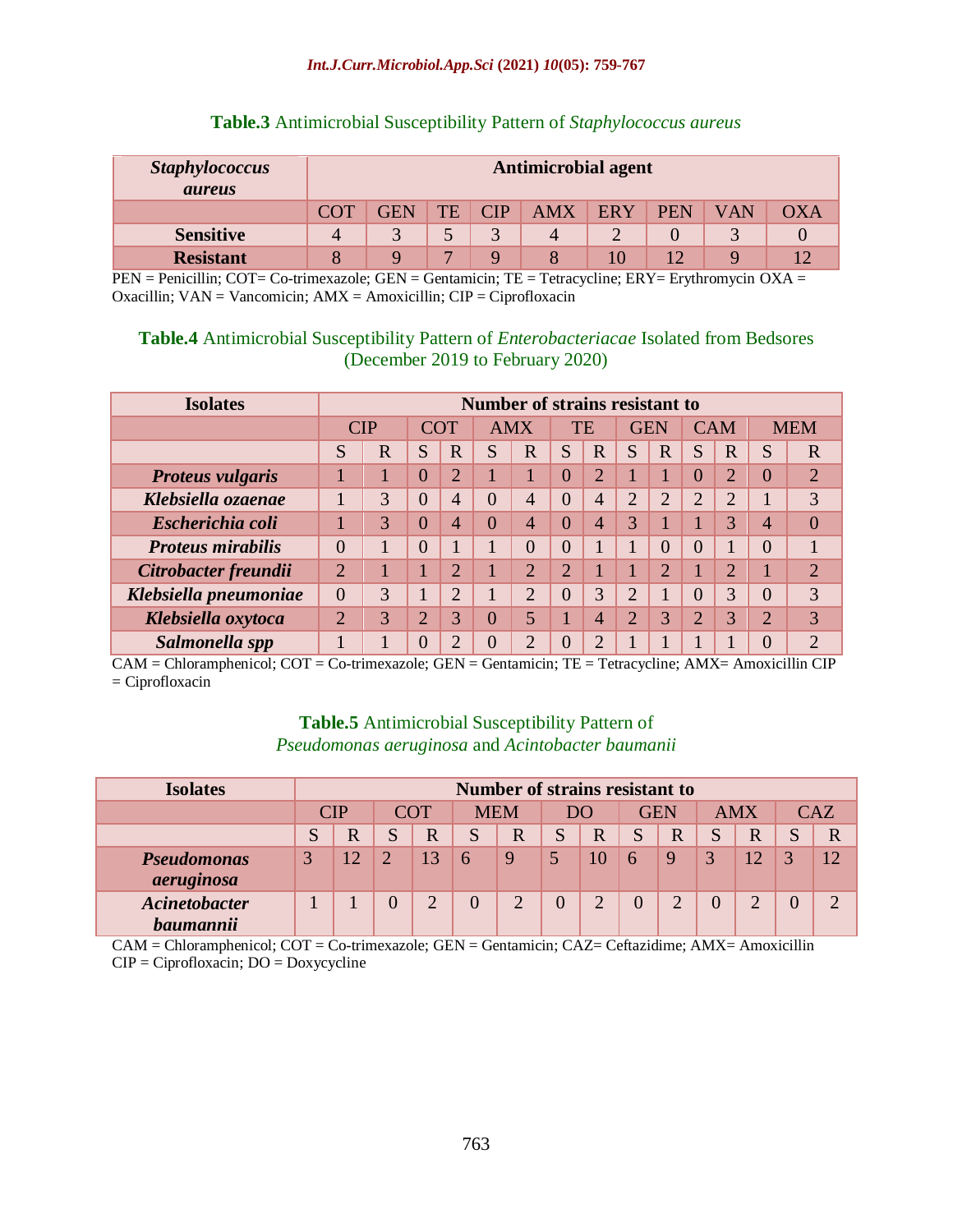**Table.3** Antimicrobial Susceptibility Pattern of *Staphylococcus aureus*

| *Staphylococcus aureus* | Antimicrobial agent | | | | | | | | |
|---|---|---|---|---|---|---|---|---|---|
| | COT | GEN | TE | CIP | AMX | ERY | PEN | VAN | OXA |
| **Sensitive** | 4 | 3 | 5 | 3 | 4 | 2 | 0 | 3 | 0 |
| **Resistant** | 8 | 9 | 7 | 9 | 8 | 10 | 12 | 9 | 12 |

PEN = Penicillin; COT= Co-trimexazole; GEN = Gentamicin; TE = Tetracycline; ERY= Erythromycin OXA = Oxacillin; VAN = Vancomicin; AMX = Amoxicillin; CIP = Ciprofloxacin

**Table.4** Antimicrobial Susceptibility Pattern of *Enterobacteriacae* Isolated from Bedsores (December 2019 to February 2020)

| Isolates | Number of strains resistant to | | | | | | | | | | | | | |
|---|---|---|---|---|---|---|---|---|---|---|---|---|---|---|
| | CIP | | COT | | AMX | | TE | | GEN | | CAM | | MEM | |
| | S | R | S | R | S | R | S | R | S | R | S | R | S | R |
| ***Proteus vulgaris*** | 1 | 1 | 0 | 2 | 1 | 1 | 0 | 2 | 1 | 1 | 0 | 2 | 0 | 2 |
| ***Klebsiella ozaenae*** | 1 | 3 | 0 | 4 | 0 | 4 | 0 | 4 | 2 | 2 | 2 | 2 | 1 | 3 |
| ***Escherichia coli*** | 1 | 3 | 0 | 4 | 0 | 4 | 0 | 4 | 3 | 1 | 1 | 3 | 4 | 0 |
| ***Proteus mirabilis*** | 0 | 1 | 0 | 1 | 1 | 0 | 0 | 1 | 1 | 0 | 0 | 1 | 0 | 1 |
| ***Citrobacter freundii*** | 2 | 1 | 1 | 2 | 1 | 2 | 2 | 1 | 1 | 2 | 1 | 2 | 1 | 2 |
| ***Klebsiella pneumoniae*** | 0 | 3 | 1 | 2 | 1 | 2 | 0 | 3 | 2 | 1 | 0 | 3 | 0 | 3 |
| ***Klebsiella oxytoca*** | 2 | 3 | 2 | 3 | 0 | 5 | 1 | 4 | 2 | 3 | 2 | 3 | 2 | 3 |
| ***Salmonella spp*** | 1 | 1 | 0 | 2 | 0 | 2 | 0 | 2 | 1 | 1 | 1 | 1 | 0 | 2 |

CAM = Chloramphenicol; COT = Co-trimexazole; GEN = Gentamicin; TE = Tetracycline; AMX= Amoxicillin CIP = Ciprofloxacin

**Table.5** Antimicrobial Susceptibility Pattern of *Pseudomonas aeruginosa* and *Acintobacter baumanii*

| Isolates | Number of strains resistant to | | | | | | | | | | | | | |
|---|---|---|---|---|---|---|---|---|---|---|---|---|---|---|
| | CIP | | COT | | MEM | | DO | | GEN | | AMX | | CAZ | |
| | S | R | S | R | S | R | S | R | S | R | S | R | S | R |
| ***Pseudomonas aeruginosa*** | 3 | 12 | 2 | 13 | 6 | 9 | 5 | 10 | 6 | 9 | 3 | 12 | 3 | 12 |
| ***Acinetobacter baumannii*** | 1 | 1 | 0 | 2 | 0 | 2 | 0 | 2 | 0 | 2 | 0 | 2 | 0 | 2 |

CAM = Chloramphenicol; COT = Co-trimexazole; GEN = Gentamicin; CAZ= Ceftazidime; AMX= Amoxicillin CIP = Ciprofloxacin; DO = Doxycycline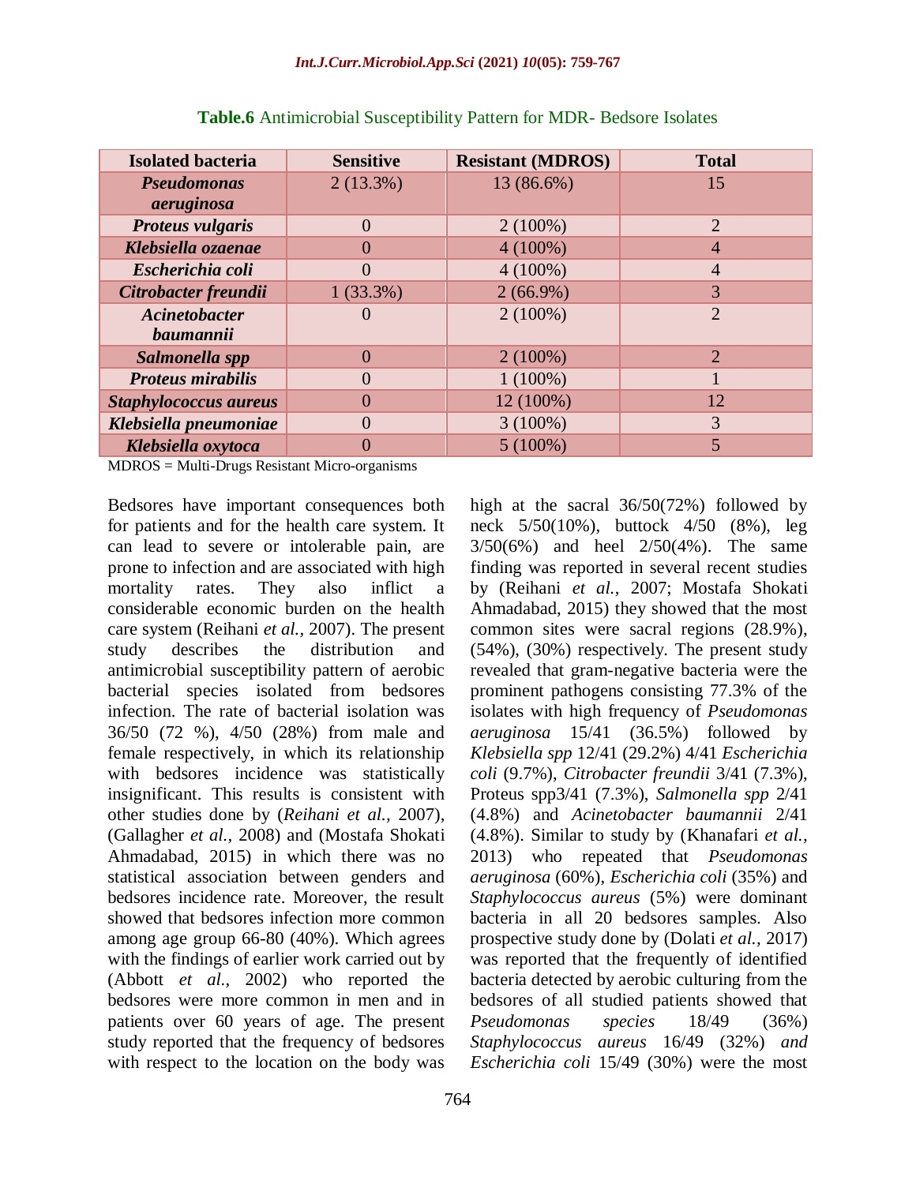**Table.6** Antimicrobial Susceptibility Pattern for MDR- Bedsore Isolates

| Isolated bacteria | Sensitive | Resistant (MDROS) | Total |
|---|---|---|---|
| ***Pseudomonas aeruginosa*** | 2 (13.3%) | 13 (86.6%) | 15 |
| ***Proteus vulgaris*** | 0 | 2 (100%) | 2 |
| ***Klebsiella ozaenae*** | 0 | 4 (100%) | 4 |
| ***Escherichia coli*** | 0 | 4 (100%) | 4 |
| ***Citrobacter freundii*** | 1 (33.3%) | 2 (66.9%) | 3 |
| ***Acinetobacter baumannii*** | 0 | 2 (100%) | 2 |
| ***Salmonella spp*** | 0 | 2 (100%) | 2 |
| ***Proteus mirabilis*** | 0 | 1 (100%) | 1 |
| ***Staphylococcus aureus*** | 0 | 12 (100%) | 12 |
| ***Klebsiella pneumoniae*** | 0 | 3 (100%) | 3 |
| ***Klebsiella oxytoca*** | 0 | 5 (100%) | 5 |

MDROS = Multi-Drugs Resistant Micro-organisms

Bedsores have important consequences both for patients and for the health care system. It can lead to severe or intolerable pain, are prone to infection and are associated with high mortality rates. They also inflict a considerable economic burden on the health care system (Reihani *et al.,* 2007). The present study describes the distribution and antimicrobial susceptibility pattern of aerobic bacterial species isolated from bedsores infection. The rate of bacterial isolation was 36/50 (72 %), 4/50 (28%) from male and female respectively, in which its relationship with bedsores incidence was statistically insignificant. This results is consistent with other studies done by (*Reihani et al.,* 2007), (Gallagher *et al.,* 2008) and (Mostafa Shokati Ahmadabad, 2015) in which there was no statistical association between genders and bedsores incidence rate. Moreover, the result showed that bedsores infection more common among age group 66-80 (40%). Which agrees with the findings of earlier work carried out by (Abbott *et al.,* 2002) who reported the bedsores were more common in men and in patients over 60 years of age. The present study reported that the frequency of bedsores with respect to the location on the body was high at the sacral 36/50(72%) followed by neck 5/50(10%), buttock 4/50 (8%), leg 3/50(6%) and heel 2/50(4%). The same finding was reported in several recent studies by (Reihani *et al.,* 2007; Mostafa Shokati Ahmadabad, 2015) they showed that the most common sites were sacral regions (28.9%), (54%), (30%) respectively. The present study revealed that gram-negative bacteria were the prominent pathogens consisting 77.3% of the isolates with high frequency of *Pseudomonas aeruginosa* 15/41 (36.5%) followed by *Klebsiella spp* 12/41 (29.2%) 4/41 *Escherichia coli* (9.7%), *Citrobacter freundii* 3/41 (7.3%), Proteus spp3/41 (7.3%), *Salmonella spp* 2/41 (4.8%) and *Acinetobacter baumannii* 2/41 (4.8%). Similar to study by (Khanafari *et al.,* 2013) who repeated that *Pseudomonas aeruginosa* (60%), *Escherichia coli* (35%) and *Staphylococcus aureus* (5%) were dominant bacteria in all 20 bedsores samples. Also prospective study done by (Dolati *et al.,* 2017) was reported that the frequently of identified bacteria detected by aerobic culturing from the bedsores of all studied patients showed that *Pseudomonas species* 18/49 (36%) *Staphylococcus aureus* 16/49 (32%) *and Escherichia coli* 15/49 (30%) were the most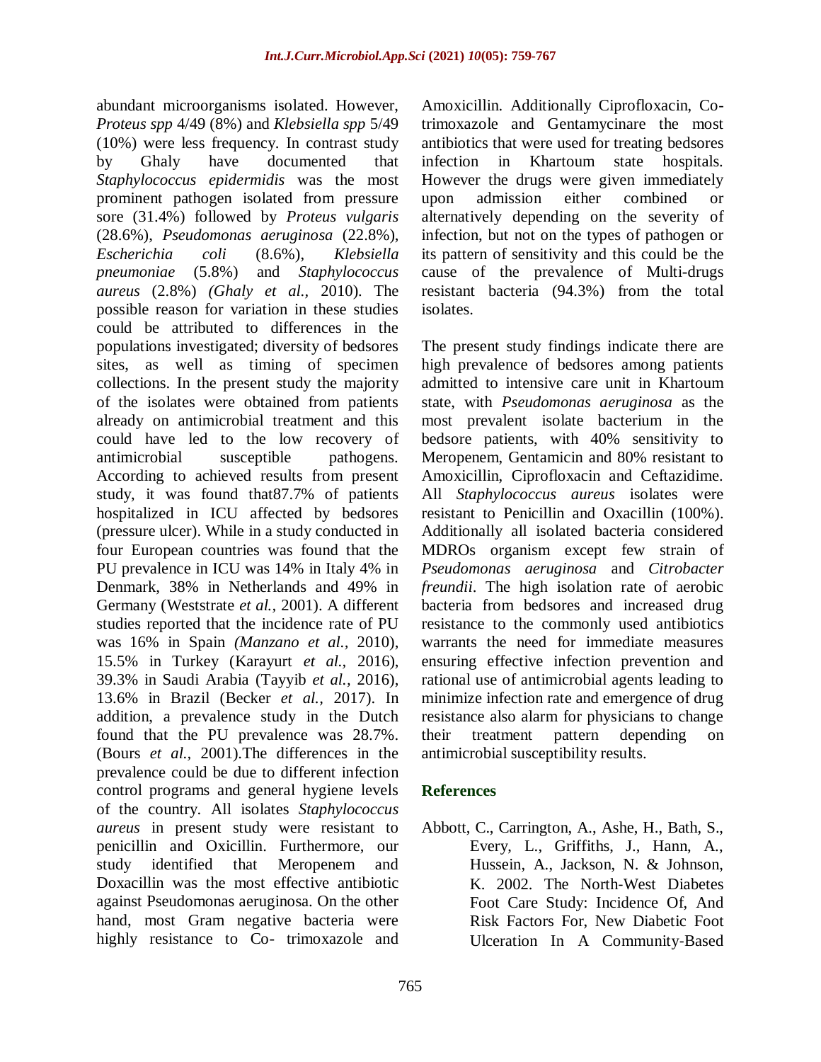abundant microorganisms isolated. However, *Proteus spp* 4/49 (8%) and *Klebsiella spp* 5/49 (10%) were less frequency. In contrast study by Ghaly have documented that *Staphylococcus epidermidis* was the most prominent pathogen isolated from pressure sore (31.4%) followed by *Proteus vulgaris* (28.6%), *Pseudomonas aeruginosa* (22.8%), *Escherichia coli* (8.6%), *Klebsiella pneumoniae* (5.8%) and *Staphylococcus aureus* (2.8%) *(Ghaly et al.,* 2010). The possible reason for variation in these studies could be attributed to differences in the populations investigated; diversity of bedsores sites, as well as timing of specimen collections. In the present study the majority of the isolates were obtained from patients already on antimicrobial treatment and this could have led to the low recovery of antimicrobial susceptible pathogens. According to achieved results from present study, it was found that87.7% of patients hospitalized in ICU affected by bedsores (pressure ulcer). While in a study conducted in four European countries was found that the PU prevalence in ICU was 14% in Italy 4% in Denmark, 38% in Netherlands and 49% in Germany (Weststrate *et al.,* 2001). A different studies reported that the incidence rate of PU was 16% in Spain *(Manzano et al.,* 2010), 15.5% in Turkey (Karayurt *et al.,* 2016), 39.3% in Saudi Arabia (Tayyib *et al.,* 2016), 13.6% in Brazil (Becker *et al.,* 2017). In addition, a prevalence study in the Dutch found that the PU prevalence was 28.7%. (Bours *et al.,* 2001).The differences in the prevalence could be due to different infection control programs and general hygiene levels of the country. All isolates *Staphylococcus aureus* in present study were resistant to penicillin and Oxicillin. Furthermore, our study identified that Meropenem and Doxacillin was the most effective antibiotic against Pseudomonas aeruginosa. On the other hand, most Gram negative bacteria were highly resistance to Co- trimoxazole and Amoxicillin. Additionally Ciprofloxacin, Co-trimoxazole and Gentamycinare the most antibiotics that were used for treating bedsores infection in Khartoum state hospitals. However the drugs were given immediately upon admission either combined or alternatively depending on the severity of infection, but not on the types of pathogen or its pattern of sensitivity and this could be the cause of the prevalence of Multi-drugs resistant bacteria (94.3%) from the total isolates.

The present study findings indicate there are high prevalence of bedsores among patients admitted to intensive care unit in Khartoum state, with *Pseudomonas aeruginosa* as the most prevalent isolate bacterium in the bedsore patients, with 40% sensitivity to Meropenem, Gentamicin and 80% resistant to Amoxicillin, Ciprofloxacin and Ceftazidime. All *Staphylococcus aureus* isolates were resistant to Penicillin and Oxacillin (100%). Additionally all isolated bacteria considered MDROs organism except few strain of *Pseudomonas aeruginosa* and *Citrobacter freundii*. The high isolation rate of aerobic bacteria from bedsores and increased drug resistance to the commonly used antibiotics warrants the need for immediate measures ensuring effective infection prevention and rational use of antimicrobial agents leading to minimize infection rate and emergence of drug resistance also alarm for physicians to change their treatment pattern depending on antimicrobial susceptibility results.

## References

Abbott, C., Carrington, A., Ashe, H., Bath, S., Every, L., Griffiths, J., Hann, A., Hussein, A., Jackson, N. & Johnson, K. 2002. The North-West Diabetes Foot Care Study: Incidence Of, And Risk Factors For, New Diabetic Foot Ulceration In A Community-Based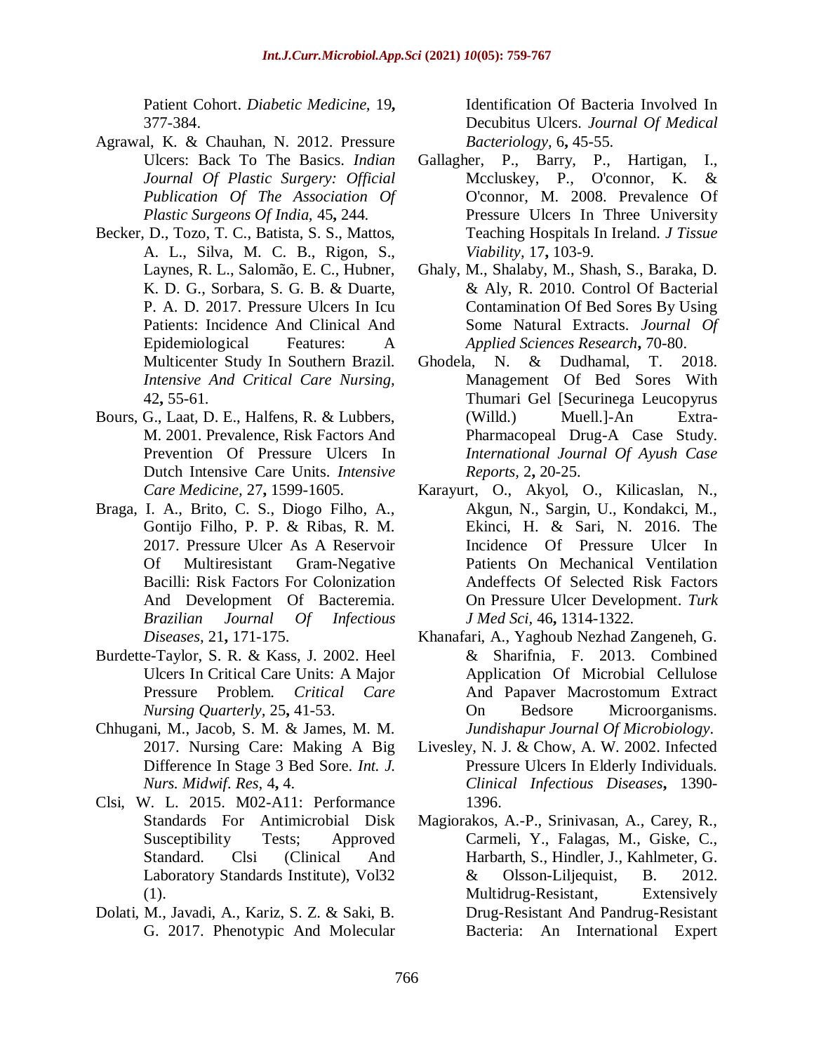Patient Cohort. *Diabetic Medicine,* 19**,** 377-384.

Agrawal, K. & Chauhan, N. 2012. Pressure Ulcers: Back To The Basics. *Indian Journal Of Plastic Surgery: Official Publication Of The Association Of Plastic Surgeons Of India,* 45**,** 244.

Becker, D., Tozo, T. C., Batista, S. S., Mattos, A. L., Silva, M. C. B., Rigon, S., Laynes, R. L., Salomão, E. C., Hubner, K. D. G., Sorbara, S. G. B. & Duarte, P. A. D. 2017. Pressure Ulcers In Icu Patients: Incidence And Clinical And Epidemiological Features: A Multicenter Study In Southern Brazil. *Intensive And Critical Care Nursing,* 42**,** 55-61.

Bours, G., Laat, D. E., Halfens, R. & Lubbers, M. 2001. Prevalence, Risk Factors And Prevention Of Pressure Ulcers In Dutch Intensive Care Units. *Intensive Care Medicine,* 27**,** 1599-1605.

Braga, I. A., Brito, C. S., Diogo Filho, A., Gontijo Filho, P. P. & Ribas, R. M. 2017. Pressure Ulcer As A Reservoir Of Multiresistant Gram-Negative Bacilli: Risk Factors For Colonization And Development Of Bacteremia. *Brazilian Journal Of Infectious Diseases,* 21**,** 171-175.

Burdette-Taylor, S. R. & Kass, J. 2002. Heel Ulcers In Critical Care Units: A Major Pressure Problem. *Critical Care Nursing Quarterly,* 25**,** 41-53.

Chhugani, M., Jacob, S. M. & James, M. M. 2017. Nursing Care: Making A Big Difference In Stage 3 Bed Sore. *Int. J. Nurs. Midwif. Res,* 4**,** 4.

Clsi, W. L. 2015. M02-A11: Performance Standards For Antimicrobial Disk Susceptibility Tests; Approved Standard. Clsi (Clinical And Laboratory Standards Institute), Vol32 (1).

Dolati, M., Javadi, A., Kariz, S. Z. & Saki, B. G. 2017. Phenotypic And Molecular Identification Of Bacteria Involved In Decubitus Ulcers. *Journal Of Medical Bacteriology,* 6**,** 45-55.

Gallagher, P., Barry, P., Hartigan, I., Mccluskey, P., O'connor, K. & O'connor, M. 2008. Prevalence Of Pressure Ulcers In Three University Teaching Hospitals In Ireland. *J Tissue Viability,* 17**,** 103-9.

Ghaly, M., Shalaby, M., Shash, S., Baraka, D. & Aly, R. 2010. Control Of Bacterial Contamination Of Bed Sores By Using Some Natural Extracts. *Journal Of Applied Sciences Research***,** 70-80.

Ghodela, N. & Dudhamal, T. 2018. Management Of Bed Sores With Thumari Gel [Securinega Leucopyrus (Willd.) Muell.]-An Extra-Pharmacopeal Drug-A Case Study. *International Journal Of Ayush Case Reports,* 2**,** 20-25.

Karayurt, O., Akyol, O., Kilicaslan, N., Akgun, N., Sargin, U., Kondakci, M., Ekinci, H. & Sari, N. 2016. The Incidence Of Pressure Ulcer In Patients On Mechanical Ventilation Andeffects Of Selected Risk Factors On Pressure Ulcer Development. *Turk J Med Sci,* 46**,** 1314-1322.

Khanafari, A., Yaghoub Nezhad Zangeneh, G. & Sharifnia, F. 2013. Combined Application Of Microbial Cellulose And Papaver Macrostomum Extract On Bedsore Microorganisms. *Jundishapur Journal Of Microbiology*.

Livesley, N. J. & Chow, A. W. 2002. Infected Pressure Ulcers In Elderly Individuals. *Clinical Infectious Diseases***,** 1390-1396.

Magiorakos, A.-P., Srinivasan, A., Carey, R., Carmeli, Y., Falagas, M., Giske, C., Harbarth, S., Hindler, J., Kahlmeter, G. & Olsson-Liljequist, B. 2012. Multidrug-Resistant, Extensively Drug-Resistant And Pandrug-Resistant Bacteria: An International Expert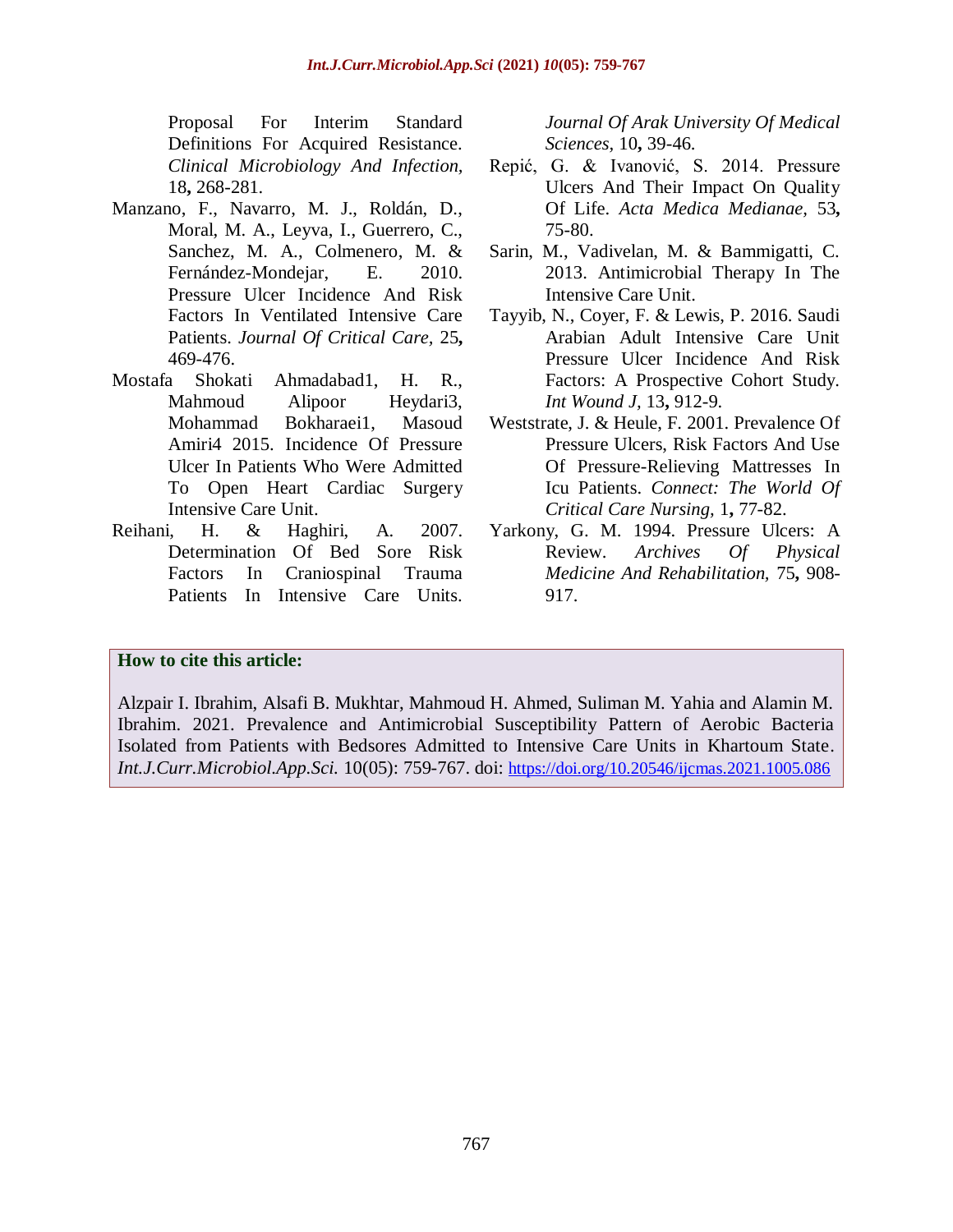Proposal For Interim Standard Definitions For Acquired Resistance. *Clinical Microbiology And Infection,* 18**,** 268-281.

Manzano, F., Navarro, M. J., Roldán, D., Moral, M. A., Leyva, I., Guerrero, C., Sanchez, M. A., Colmenero, M. & Fernández-Mondejar, E. 2010. Pressure Ulcer Incidence And Risk Factors In Ventilated Intensive Care Patients. *Journal Of Critical Care,* 25**,** 469-476.

Mostafa Shokati Ahmadabad1, H. R., Mahmoud Alipoor Heydari3, Mohammad Bokharaei1, Masoud Amiri4 2015. Incidence Of Pressure Ulcer In Patients Who Were Admitted To Open Heart Cardiac Surgery Intensive Care Unit.

Reihani, H. & Haghiri, A. 2007. Determination Of Bed Sore Risk Factors In Craniospinal Trauma Patients In Intensive Care Units. *Journal Of Arak University Of Medical Sciences,* 10**,** 39-46.

Repić, G. & Ivanović, S. 2014. Pressure Ulcers And Their Impact On Quality Of Life. *Acta Medica Medianae,* 53**,** 75-80.

Sarin, M., Vadivelan, M. & Bammigatti, C. 2013. Antimicrobial Therapy In The Intensive Care Unit.

Tayyib, N., Coyer, F. & Lewis, P. 2016. Saudi Arabian Adult Intensive Care Unit Pressure Ulcer Incidence And Risk Factors: A Prospective Cohort Study. *Int Wound J,* 13**,** 912-9.

Weststrate, J. & Heule, F. 2001. Prevalence Of Pressure Ulcers, Risk Factors And Use Of Pressure-Relieving Mattresses In Icu Patients. *Connect: The World Of Critical Care Nursing,* 1**,** 77-82.

Yarkony, G. M. 1994. Pressure Ulcers: A Review. *Archives Of Physical Medicine And Rehabilitation,* 75**,** 908-917.

**How to cite this article:**

Alzpair I. Ibrahim, Alsafi B. Mukhtar, Mahmoud H. Ahmed, Suliman M. Yahia and Alamin M. Ibrahim. 2021. Prevalence and Antimicrobial Susceptibility Pattern of Aerobic Bacteria Isolated from Patients with Bedsores Admitted to Intensive Care Units in Khartoum State. *Int.J.Curr.Microbiol.App.Sci.* 10(05): 759-767. doi: https://doi.org/10.20546/ijcmas.2021.1005.086